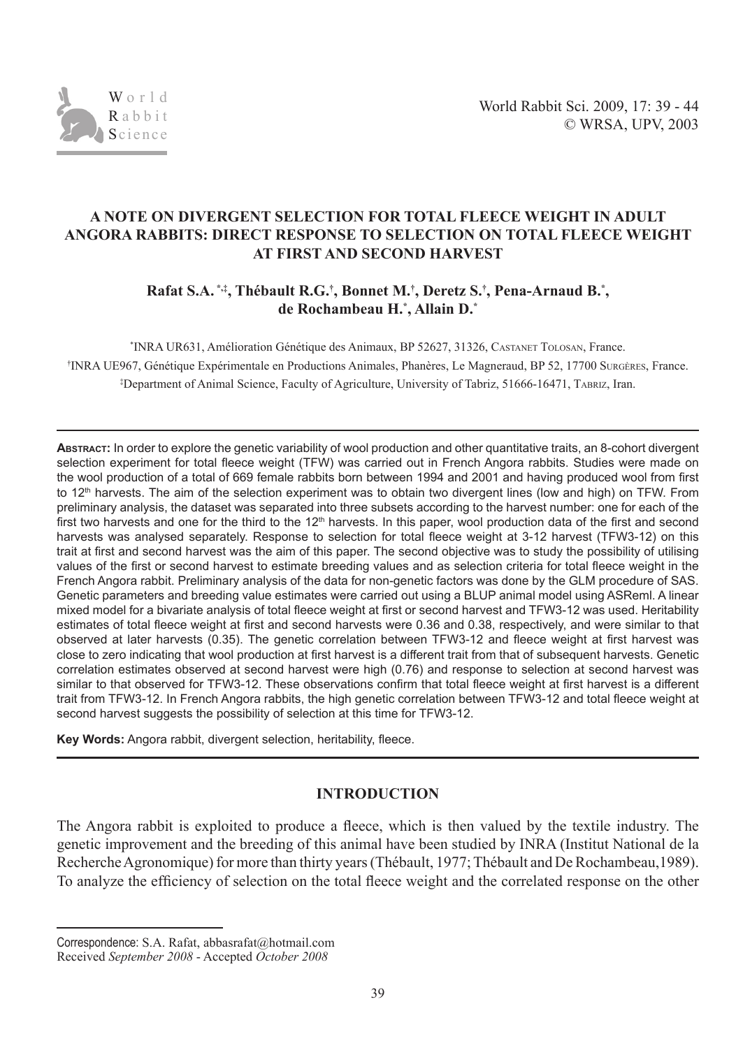# A NOTE ON DIVERGENT SELECTION FOR TOTAL FLEECE WEIGHT IN ADULT ANGORA RABBITS: DIRECT RESPONSE TO SELECTION ON TOTAL FLEECE WEIGHT AT FIRST AND SECOND HARVEST

**Rafat S.A.** [*,‡], **Thébault R.G.** [†], **Bonnet M.** [†], **Deretz S.** [†], **Pena-Arnaud B.** [*], **de Rochambeau H.** [*], **Allain D.** [*]

[*] INRA UR631, Amélioration Génétique des Animaux, BP 52627, 31326, Castanet Tolosan, France.

[†] INRA UE967, Génétique Expérimentale en Productions Animales, Phanères, Le Magneraud, BP 52, 17700 Surgères, France.

[‡] Department of Animal Science, Faculty of Agriculture, University of Tabriz, 51666-16471, Tabriz, Iran.

---

**Abstract:** In order to explore the genetic variability of wool production and other quantitative traits, an 8-cohort divergent selection experiment for total fleece weight (TFW) was carried out in French Angora rabbits. Studies were made on the wool production of a total of 669 female rabbits born between 1994 and 2001 and having produced wool from first to 12[th] harvests. The aim of the selection experiment was to obtain two divergent lines (low and high) on TFW. From preliminary analysis, the dataset was separated into three subsets according to the harvest number: one for each of the first two harvests and one for the third to the 12[th] harvests. In this paper, wool production data of the first and second harvests was analysed separately. Response to selection for total fleece weight at 3-12 harvest (TFW3-12) on this trait at first and second harvest was the aim of this paper. The second objective was to study the possibility of utilising values of the first or second harvest to estimate breeding values and as selection criteria for total fleece weight in the French Angora rabbit. Preliminary analysis of the data for non-genetic factors was done by the GLM procedure of SAS. Genetic parameters and breeding value estimates were carried out using a BLUP animal model using ASReml. A linear mixed model for a bivariate analysis of total fleece weight at first or second harvest and TFW3-12 was used. Heritability estimates of total fleece weight at first and second harvests were 0.36 and 0.38, respectively, and were similar to that observed at later harvests (0.35). The genetic correlation between TFW3-12 and fleece weight at first harvest was close to zero indicating that wool production at first harvest is a different trait from that of subsequent harvests. Genetic correlation estimates observed at second harvest were high (0.76) and response to selection at second harvest was similar to that observed for TFW3-12. These observations confirm that total fleece weight at first harvest is a different trait from TFW3-12. In French Angora rabbits, the high genetic correlation between TFW3-12 and total fleece weight at second harvest suggests the possibility of selection at this time for TFW3-12.

**Key Words:** Angora rabbit, divergent selection, heritability, fleece.

---

## INTRODUCTION

The Angora rabbit is exploited to produce a fleece, which is then valued by the textile industry. The genetic improvement and the breeding of this animal have been studied by INRA (Institut National de la Recherche Agronomique) for more than thirty years (Thébault, 1977; Thébault and De Rochambeau, 1989). To analyze the efficiency of selection on the total fleece weight and the correlated response on the other

---

Correspondence: S.A. Rafat, abbasrafat@hotmail.com

Received *September 2008* - Accepted *October 2008*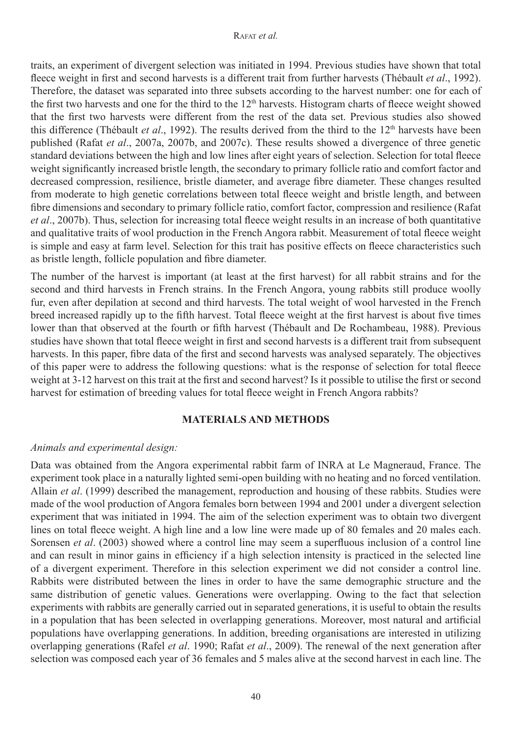traits, an experiment of divergent selection was initiated in 1994. Previous studies have shown that total fleece weight in first and second harvests is a different trait from further harvests (Thébault *et al*., 1992). Therefore, the dataset was separated into three subsets according to the harvest number: one for each of the first two harvests and one for the third to the 12th harvests. Histogram charts of fleece weight showed that the first two harvests were different from the rest of the data set. Previous studies also showed this difference (Thébault *et al*., 1992). The results derived from the third to the 12th harvests have been published (Rafat *et al*., 2007a, 2007b, and 2007c). These results showed a divergence of three genetic standard deviations between the high and low lines after eight years of selection. Selection for total fleece weight significantly increased bristle length, the secondary to primary follicle ratio and comfort factor and decreased compression, resilience, bristle diameter, and average fibre diameter. These changes resulted from moderate to high genetic correlations between total fleece weight and bristle length, and between fibre dimensions and secondary to primary follicle ratio, comfort factor, compression and resilience (Rafat *et al*., 2007b). Thus, selection for increasing total fleece weight results in an increase of both quantitative and qualitative traits of wool production in the French Angora rabbit. Measurement of total fleece weight is simple and easy at farm level. Selection for this trait has positive effects on fleece characteristics such as bristle length, follicle population and fibre diameter.

The number of the harvest is important (at least at the first harvest) for all rabbit strains and for the second and third harvests in French strains. In the French Angora, young rabbits still produce woolly fur, even after depilation at second and third harvests. The total weight of wool harvested in the French breed increased rapidly up to the fifth harvest. Total fleece weight at the first harvest is about five times lower than that observed at the fourth or fifth harvest (Thébault and De Rochambeau, 1988). Previous studies have shown that total fleece weight in first and second harvests is a different trait from subsequent harvests. In this paper, fibre data of the first and second harvests was analysed separately. The objectives of this paper were to address the following questions: what is the response of selection for total fleece weight at 3-12 harvest on this trait at the first and second harvest? Is it possible to utilise the first or second harvest for estimation of breeding values for total fleece weight in French Angora rabbits?

## MATERIALS AND METHODS

*Animals and experimental design:*

Data was obtained from the Angora experimental rabbit farm of INRA at Le Magneraud, France. The experiment took place in a naturally lighted semi-open building with no heating and no forced ventilation. Allain *et al*. (1999) described the management, reproduction and housing of these rabbits. Studies were made of the wool production of Angora females born between 1994 and 2001 under a divergent selection experiment that was initiated in 1994. The aim of the selection experiment was to obtain two divergent lines on total fleece weight. A high line and a low line were made up of 80 females and 20 males each. Sorensen *et al*. (2003) showed where a control line may seem a superfluous inclusion of a control line and can result in minor gains in efficiency if a high selection intensity is practiced in the selected line of a divergent experiment. Therefore in this selection experiment we did not consider a control line. Rabbits were distributed between the lines in order to have the same demographic structure and the same distribution of genetic values. Generations were overlapping. Owing to the fact that selection experiments with rabbits are generally carried out in separated generations, it is useful to obtain the results in a population that has been selected in overlapping generations. Moreover, most natural and artificial populations have overlapping generations. In addition, breeding organisations are interested in utilizing overlapping generations (Rafel *et al*. 1990; Rafat *et al*., 2009). The renewal of the next generation after selection was composed each year of 36 females and 5 males alive at the second harvest in each line. The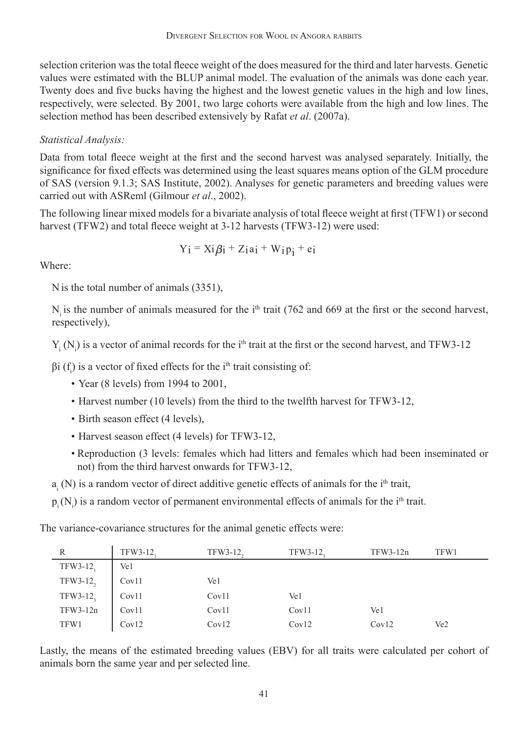selection criterion was the total fleece weight of the does measured for the third and later harvests. Genetic values were estimated with the BLUP animal model. The evaluation of the animals was done each year. Twenty does and five bucks having the highest and the lowest genetic values in the high and low lines, respectively, were selected. By 2001, two large cohorts were available from the high and low lines. The selection method has been described extensively by Rafat *et al*. (2007a).

*Statistical Analysis:*

Data from total fleece weight at the first and the second harvest was analysed separately. Initially, the significance for fixed effects was determined using the least squares means option of the GLM procedure of SAS (version 9.1.3; SAS Institute, 2002). Analyses for genetic parameters and breeding values were carried out with ASReml (Gilmour *et al*., 2002).

The following linear mixed models for a bivariate analysis of total fleece weight at first (TFW1) or second harvest (TFW2) and total fleece weight at 3-12 harvests (TFW3-12) were used:

$$Y_i = X_i\beta_i + Z_i a_i + W_i p_i + e_i$$

Where:

N is the total number of animals (3351),

$N_i$ is the number of animals measured for the $i^{th}$ trait (762 and 669 at the first or the second harvest, respectively),

$Y_i$ ($N_i$) is a vector of animal records for the $i^{th}$ trait at the first or the second harvest, and TFW3-12

$\beta i$ ($f_i$) is a vector of fixed effects for the $i^{th}$ trait consisting of:

- Year (8 levels) from 1994 to 2001,
- Harvest number (10 levels) from the third to the twelfth harvest for TFW3-12,
- Birth season effect (4 levels),
- Harvest season effect (4 levels) for TFW3-12,
- Reproduction (3 levels: females which had litters and females which had been inseminated or not) from the third harvest onwards for TFW3-12,

$a_i$ (N) is a random vector of direct additive genetic effects of animals for the $i^{th}$ trait,

$p_i$ ($N_i$) is a random vector of permanent environmental effects of animals for the $i^{th}$ trait.

The variance-covariance structures for the animal genetic effects were:

| R | $TFW3\text{-}12_1$ | $TFW3\text{-}12_2$ | $TFW3\text{-}12_3$ | TFW3-12n | TFW1 |
|---|---|---|---|---|---|
| $TFW3\text{-}12_1$ | Ve1 | | | | |
| $TFW3\text{-}12_2$ | Cov11 | Ve1 | | | |
| $TFW3\text{-}12_3$ | Cov11 | Cov11 | Ve1 | | |
| TFW3-12n | Cov11 | Cov11 | Cov11 | Ve1 | |
| TFW1 | Cov12 | Cov12 | Cov12 | Cov12 | Ve2 |

Lastly, the means of the estimated breeding values (EBV) for all traits were calculated per cohort of animals born the same year and per selected line.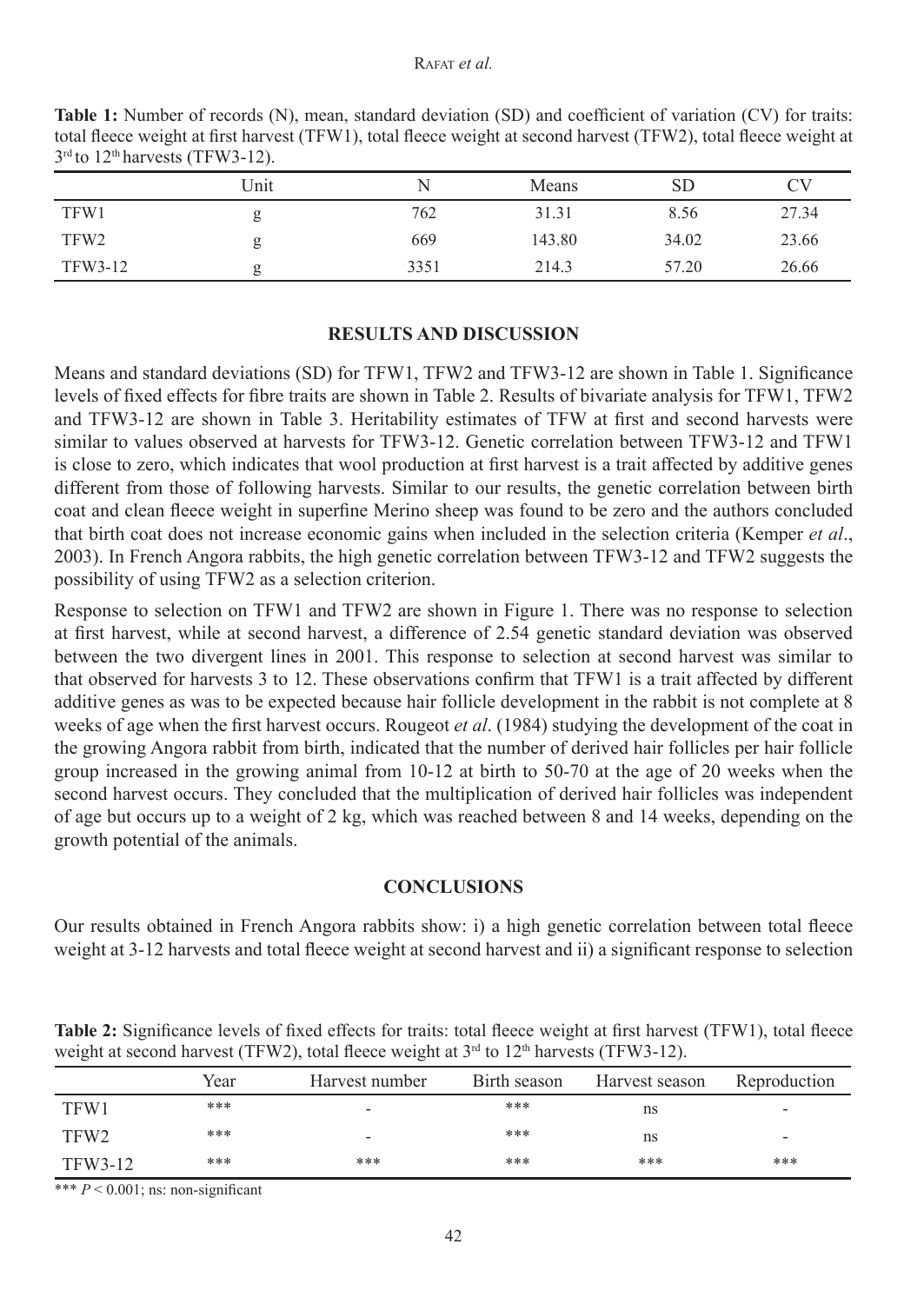**Table 1:** Number of records (N), mean, standard deviation (SD) and coefficient of variation (CV) for traits: total fleece weight at first harvest (TFW1), total fleece weight at second harvest (TFW2), total fleece weight at 3rd to 12th harvests (TFW3-12).

| | Unit | N | Means | SD | CV |
|---|---|---|---|---|---|
| TFW1 | g | 762 | 31.31 | 8.56 | 27.34 |
| TFW2 | g | 669 | 143.80 | 34.02 | 23.66 |
| TFW3-12 | g | 3351 | 214.3 | 57.20 | 26.66 |

## RESULTS AND DISCUSSION

Means and standard deviations (SD) for TFW1, TFW2 and TFW3-12 are shown in Table 1. Significance levels of fixed effects for fibre traits are shown in Table 2. Results of bivariate analysis for TFW1, TFW2 and TFW3-12 are shown in Table 3. Heritability estimates of TFW at first and second harvests were similar to values observed at harvests for TFW3-12. Genetic correlation between TFW3-12 and TFW1 is close to zero, which indicates that wool production at first harvest is a trait affected by additive genes different from those of following harvests. Similar to our results, the genetic correlation between birth coat and clean fleece weight in superfine Merino sheep was found to be zero and the authors concluded that birth coat does not increase economic gains when included in the selection criteria (Kemper *et al*., 2003). In French Angora rabbits, the high genetic correlation between TFW3-12 and TFW2 suggests the possibility of using TFW2 as a selection criterion.

Response to selection on TFW1 and TFW2 are shown in Figure 1. There was no response to selection at first harvest, while at second harvest, a difference of 2.54 genetic standard deviation was observed between the two divergent lines in 2001. This response to selection at second harvest was similar to that observed for harvests 3 to 12. These observations confirm that TFW1 is a trait affected by different additive genes as was to be expected because hair follicle development in the rabbit is not complete at 8 weeks of age when the first harvest occurs. Rougeot *et al*. (1984) studying the development of the coat in the growing Angora rabbit from birth, indicated that the number of derived hair follicles per hair follicle group increased in the growing animal from 10-12 at birth to 50-70 at the age of 20 weeks when the second harvest occurs. They concluded that the multiplication of derived hair follicles was independent of age but occurs up to a weight of 2 kg, which was reached between 8 and 14 weeks, depending on the growth potential of the animals.

## CONCLUSIONS

Our results obtained in French Angora rabbits show: i) a high genetic correlation between total fleece weight at 3-12 harvests and total fleece weight at second harvest and ii) a significant response to selection

**Table 2:** Significance levels of fixed effects for traits: total fleece weight at first harvest (TFW1), total fleece weight at second harvest (TFW2), total fleece weight at 3rd to 12th harvests (TFW3-12).

| | Year | Harvest number | Birth season | Harvest season | Reproduction |
|---|---|---|---|---|---|
| TFW1 | *** | - | *** | ns | - |
| TFW2 | *** | - | *** | ns | - |
| TFW3-12 | *** | *** | *** | *** | *** |

*** $P < 0.001$; ns: non-significant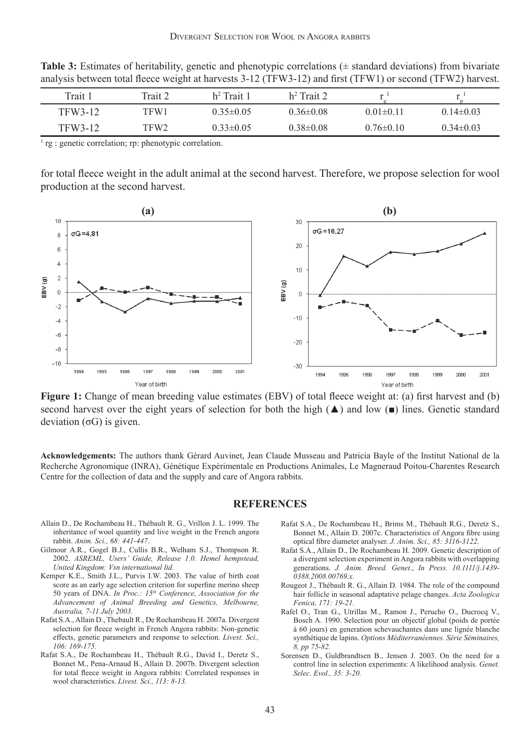**Table 3:** Estimates of heritability, genetic and phenotypic correlations (± standard deviations) from bivariate analysis between total fleece weight at harvests 3-12 (TFW3-12) and first (TFW1) or second (TFW2) harvest.

| Trait 1 | Trait 2 | $h^2$ Trait 1 | $h^2$ Trait 2 | $r_g$ [1] | $r_p$ [1] |
|---|---|---|---|---|---|
| TFW3-12 | TFW1 | 0.35±0.05 | 0.36±0.08 | 0.01±0.11 | 0.14±0.03 |
| TFW3-12 | TFW2 | 0.33±0.05 | 0.38±0.08 | 0.76±0.10 | 0.34±0.03 |

[1] rg : genetic correlation; rp: phenotypic correlation.

for total fleece weight in the adult animal at the second harvest. Therefore, we propose selection for wool production at the second harvest.

(a)

σG=4,81

EBV (g)

10
8
6
4
2
0
-2
-4
-6
-8
-10

1994 1995 1996 1997 1998 1999 2000 2001

Year of birth

(b)

σG=16,27

EBV (g)

30
20
10
0
-10
-20
-30

1994 1995 1996 1997 1998 1999 2000 2001

Year of birth

**Figure 1:** Change of mean breeding value estimates (EBV) of total fleece weight at: (a) first harvest and (b) second harvest over the eight years of selection for both the high (▲) and low (■) lines. Genetic standard deviation (σG) is given.

**Acknowledgements:** The authors thank Gérard Auvinet, Jean Claude Musseau and Patricia Bayle of the Institut National de la Recherche Agronomique (INRA), Génétique Expérimentale en Productions Animales, Le Magneraud Poitou-Charentes Research Centre for the collection of data and the supply and care of Angora rabbits.

## REFERENCES

Allain D., De Rochambeau H., Thébault R. G., Vrillon J. L. 1999. The inheritance of wool quantity and live weight in the French angora rabbit. *Anim. Sci., 68: 441-447*.

Gilmour A.R., Gogel B.J., Cullis B.R., Welham S.J., Thompson R. 2002. *ASREML, Users' Guide, Release 1.0. Hemel hempstead, United Kingdom: Vsn international ltd.*

Kemper K.E., Smith J.L., Purvis I.W. 2003. The value of birth coat score as an early age selection criterion for superfine merino sheep 50 years of DNA. *In Proc.: 15th Conference, Association for the Advancement of Animal Breeding and Genetics, Melbourne, Australia, 7-11 July 2003.*

Rafat S.A., Allain D., Thebault R., De Rochambeau H. 2007a. Divergent selection for fleece weight in French Angora rabbits: Non-genetic effects, genetic parameters and response to selection. *Livest. Sci., 106: 169-175.*

Rafat S.A., De Rochambeau H., Thébault R.G., David I., Deretz S., Bonnet M., Pena-Arnaud B., Allain D. 2007b. Divergent selection for total fleece weight in Angora rabbits: Correlated responses in wool characteristics. *Livest. Sci., 113: 8-13.*

Rafat S.A., De Rochambeau H., Brims M., Thébault R.G., Deretz S., Bonnet M., Allain D. 2007c. Characteristics of Angora fibre using optical fibre diameter analyser. *J. Anim. Sci., 85: 3116-3122.*

Rafat S.A., Allain D., De Rochambeau H. 2009. Genetic description of a divergent selection experiment in Angora rabbits with overlapping generations. *J. Anim. Breed. Genet., In Press. 10.1111/j.1439-0388.2008.00769.x.*

Rougeot J., Thébault R. G., Allain D. 1984. The role of the compound hair follicle in seasonal adaptative pelage changes. *Acta Zoologica Fenica, 171: 19-21.*

Rafel O., Tran G., Utrillas M., Ramon J., Perucho O., Ducrocq V., Bosch A. 1990. Selection pour un objectif global (poids de portée à 60 jours) en generation schevauchantes dans une lignée blanche synthétique de lapins. *Options Méditerranéennes. Série Séminaires, 8, pp 75-82.*

Sorensen D., Guldbrandtsen B., Jensen J. 2003. On the need for a control line in selection experiments: A likelihood analysis. *Genet. Selec. Evol., 35: 3-20.*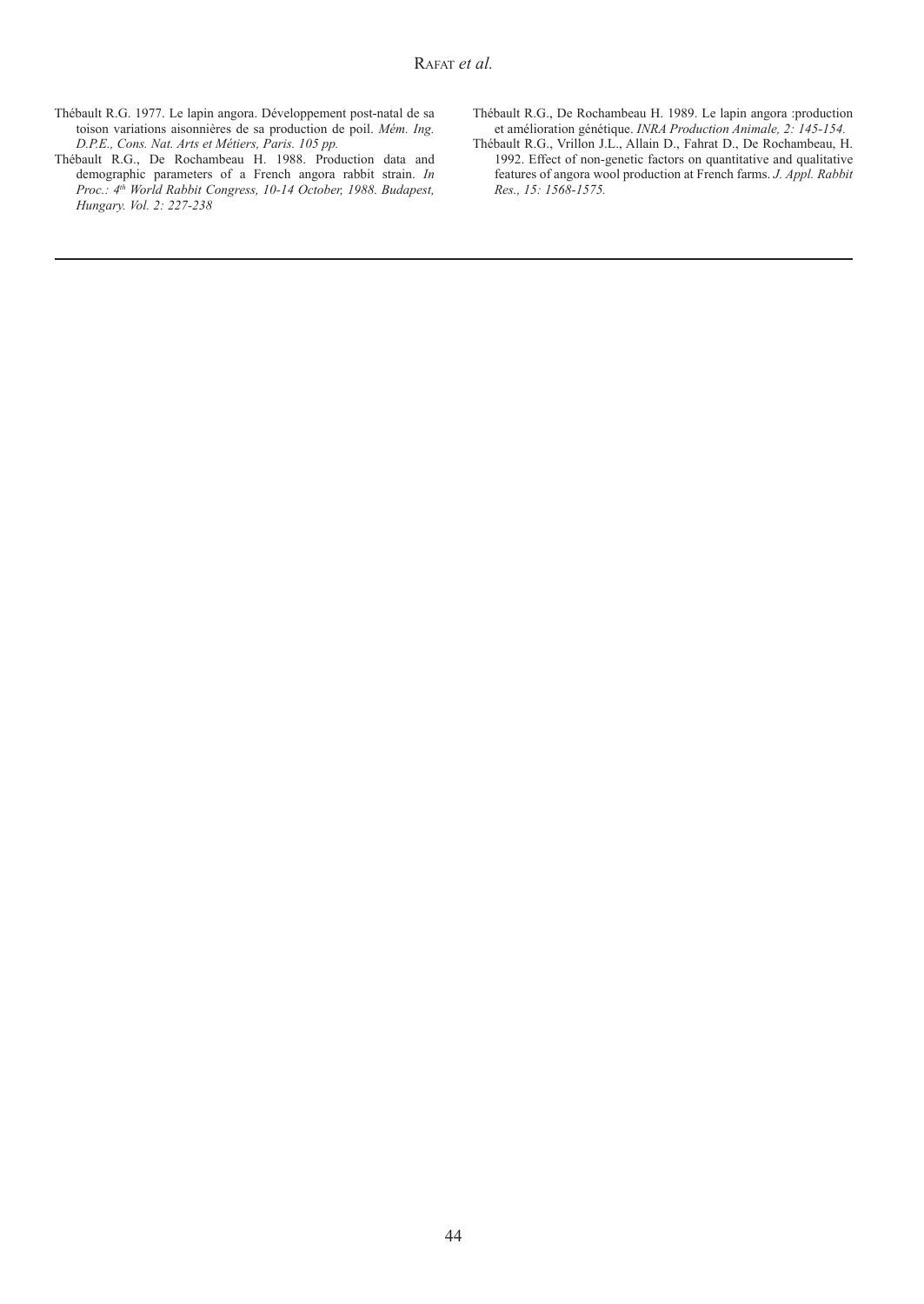Thébault R.G. 1977. Le lapin angora. Développement post-natal de sa toison variations aisonnières de sa production de poil. *Mém. Ing. D.P.E., Cons. Nat. Arts et Métiers, Paris. 105 pp.*

Thébault R.G., De Rochambeau H. 1988. Production data and demographic parameters of a French angora rabbit strain. *In Proc.: 4th World Rabbit Congress, 10-14 October, 1988. Budapest, Hungary. Vol. 2: 227-238*

Thébault R.G., De Rochambeau H. 1989. Le lapin angora :production et amélioration génétique. *INRA Production Animale, 2: 145-154.*

Thébault R.G., Vrillon J.L., Allain D., Fahrat D., De Rochambeau, H. 1992. Effect of non-genetic factors on quantitative and qualitative features of angora wool production at French farms. *J. Appl. Rabbit Res., 15: 1568-1575.*